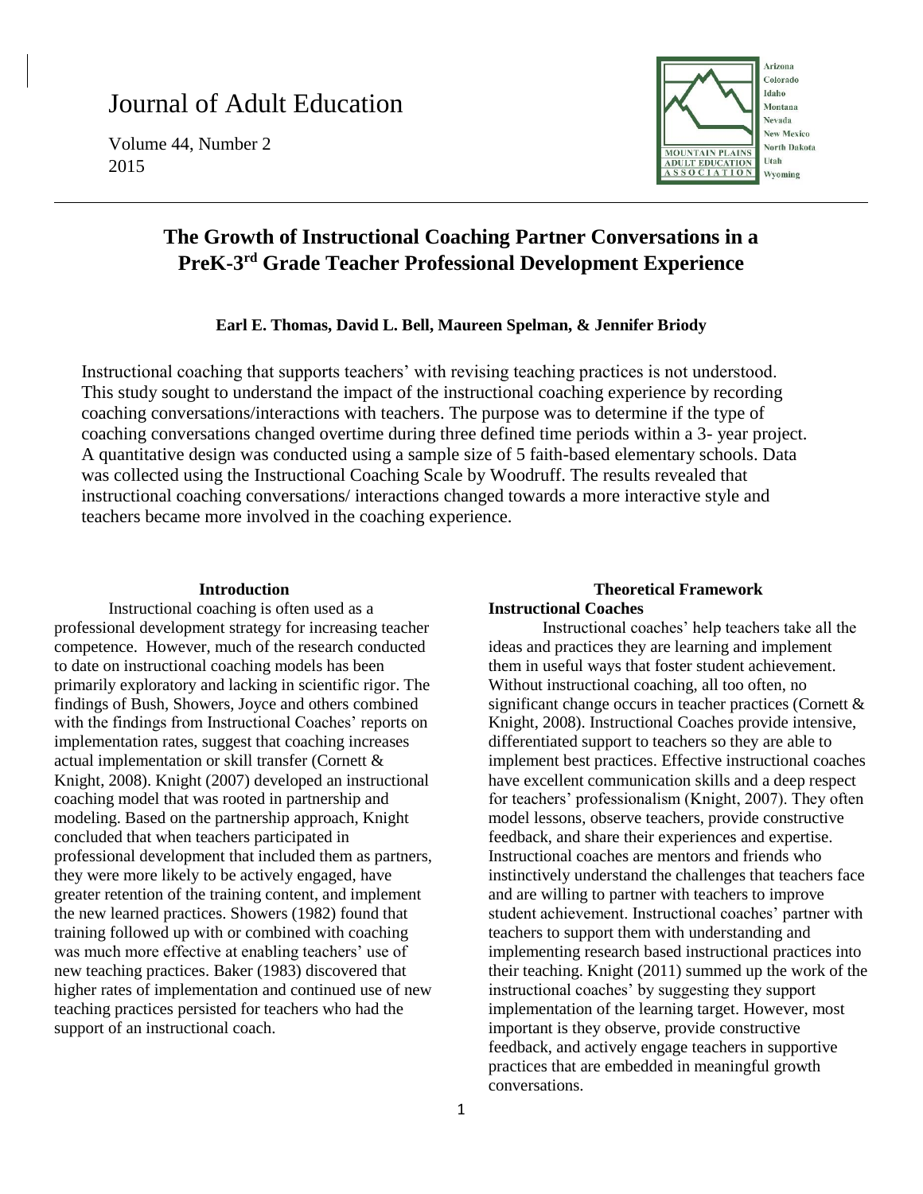# Journal of Adult Education

Volume 44, Number 2
2015

Arizona
Colorado
Idaho
Montana
Nevada
New Mexico
North Dakota
Utah
Wyoming

MOUNTAIN PLAINS ADULT EDUCATION ASSOCIATION

## The Growth of Instructional Coaching Partner Conversations in a PreK-3rd Grade Teacher Professional Development Experience

**Earl E. Thomas, David L. Bell, Maureen Spelman, & Jennifer Briody**

Instructional coaching that supports teachers' with revising teaching practices is not understood. This study sought to understand the impact of the instructional coaching experience by recording coaching conversations/interactions with teachers. The purpose was to determine if the type of coaching conversations changed overtime during three defined time periods within a 3- year project. A quantitative design was conducted using a sample size of 5 faith-based elementary schools. Data was collected using the Instructional Coaching Scale by Woodruff. The results revealed that instructional coaching conversations/ interactions changed towards a more interactive style and teachers became more involved in the coaching experience.

### Introduction

Instructional coaching is often used as a professional development strategy for increasing teacher competence. However, much of the research conducted to date on instructional coaching models has been primarily exploratory and lacking in scientific rigor. The findings of Bush, Showers, Joyce and others combined with the findings from Instructional Coaches' reports on implementation rates, suggest that coaching increases actual implementation or skill transfer (Cornett & Knight, 2008). Knight (2007) developed an instructional coaching model that was rooted in partnership and modeling. Based on the partnership approach, Knight concluded that when teachers participated in professional development that included them as partners, they were more likely to be actively engaged, have greater retention of the training content, and implement the new learned practices. Showers (1982) found that training followed up with or combined with coaching was much more effective at enabling teachers' use of new teaching practices. Baker (1983) discovered that higher rates of implementation and continued use of new teaching practices persisted for teachers who had the support of an instructional coach.

### Theoretical Framework

**Instructional Coaches**

Instructional coaches' help teachers take all the ideas and practices they are learning and implement them in useful ways that foster student achievement. Without instructional coaching, all too often, no significant change occurs in teacher practices (Cornett & Knight, 2008). Instructional Coaches provide intensive, differentiated support to teachers so they are able to implement best practices. Effective instructional coaches have excellent communication skills and a deep respect for teachers' professionalism (Knight, 2007). They often model lessons, observe teachers, provide constructive feedback, and share their experiences and expertise. Instructional coaches are mentors and friends who instinctively understand the challenges that teachers face and are willing to partner with teachers to improve student achievement. Instructional coaches' partner with teachers to support them with understanding and implementing research based instructional practices into their teaching. Knight (2011) summed up the work of the instructional coaches' by suggesting they support implementation of the learning target. However, most important is they observe, provide constructive feedback, and actively engage teachers in supportive practices that are embedded in meaningful growth conversations.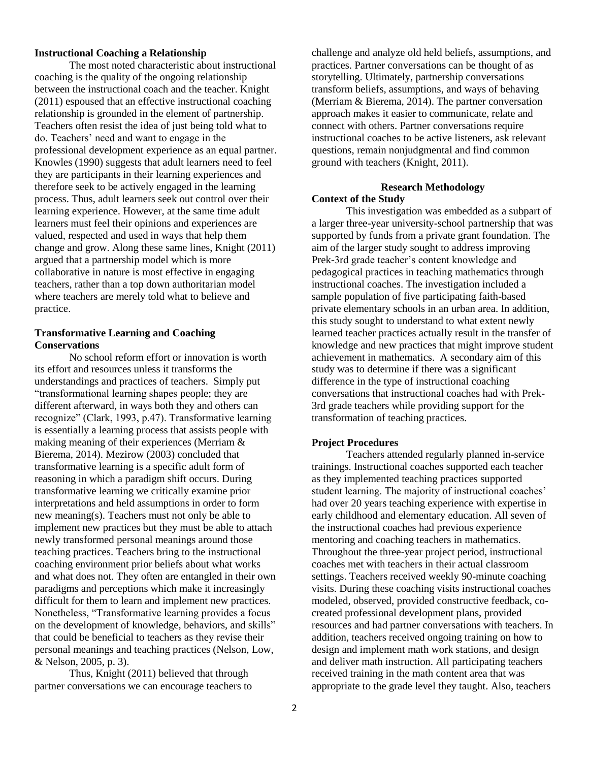**Instructional Coaching a Relationship**

The most noted characteristic about instructional coaching is the quality of the ongoing relationship between the instructional coach and the teacher. Knight (2011) espoused that an effective instructional coaching relationship is grounded in the element of partnership. Teachers often resist the idea of just being told what to do. Teachers' need and want to engage in the professional development experience as an equal partner. Knowles (1990) suggests that adult learners need to feel they are participants in their learning experiences and therefore seek to be actively engaged in the learning process. Thus, adult learners seek out control over their learning experience. However, at the same time adult learners must feel their opinions and experiences are valued, respected and used in ways that help them change and grow. Along these same lines, Knight (2011) argued that a partnership model which is more collaborative in nature is most effective in engaging teachers, rather than a top down authoritarian model where teachers are merely told what to believe and practice.

**Transformative Learning and Coaching Conservations**

No school reform effort or innovation is worth its effort and resources unless it transforms the understandings and practices of teachers. Simply put "transformational learning shapes people; they are different afterward, in ways both they and others can recognize" (Clark, 1993, p.47). Transformative learning is essentially a learning process that assists people with making meaning of their experiences (Merriam & Bierema, 2014). Mezirow (2003) concluded that transformative learning is a specific adult form of reasoning in which a paradigm shift occurs. During transformative learning we critically examine prior interpretations and held assumptions in order to form new meaning(s). Teachers must not only be able to implement new practices but they must be able to attach newly transformed personal meanings around those teaching practices. Teachers bring to the instructional coaching environment prior beliefs about what works and what does not. They often are entangled in their own paradigms and perceptions which make it increasingly difficult for them to learn and implement new practices. Nonetheless, "Transformative learning provides a focus on the development of knowledge, behaviors, and skills" that could be beneficial to teachers as they revise their personal meanings and teaching practices (Nelson, Low, & Nelson, 2005, p. 3).

Thus, Knight (2011) believed that through partner conversations we can encourage teachers to challenge and analyze old held beliefs, assumptions, and practices. Partner conversations can be thought of as storytelling. Ultimately, partnership conversations transform beliefs, assumptions, and ways of behaving (Merriam & Bierema, 2014). The partner conversation approach makes it easier to communicate, relate and connect with others. Partner conversations require instructional coaches to be active listeners, ask relevant questions, remain nonjudgmental and find common ground with teachers (Knight, 2011).

## Research Methodology

**Context of the Study**

This investigation was embedded as a subpart of a larger three-year university-school partnership that was supported by funds from a private grant foundation. The aim of the larger study sought to address improving Prek-3rd grade teacher's content knowledge and pedagogical practices in teaching mathematics through instructional coaches. The investigation included a sample population of five participating faith-based private elementary schools in an urban area. In addition, this study sought to understand to what extent newly learned teacher practices actually result in the transfer of knowledge and new practices that might improve student achievement in mathematics. A secondary aim of this study was to determine if there was a significant difference in the type of instructional coaching conversations that instructional coaches had with Prek-3rd grade teachers while providing support for the transformation of teaching practices.

**Project Procedures**

Teachers attended regularly planned in-service trainings. Instructional coaches supported each teacher as they implemented teaching practices supported student learning. The majority of instructional coaches' had over 20 years teaching experience with expertise in early childhood and elementary education. All seven of the instructional coaches had previous experience mentoring and coaching teachers in mathematics. Throughout the three-year project period, instructional coaches met with teachers in their actual classroom settings. Teachers received weekly 90-minute coaching visits. During these coaching visits instructional coaches modeled, observed, provided constructive feedback, co-created professional development plans, provided resources and had partner conversations with teachers. In addition, teachers received ongoing training on how to design and implement math work stations, and design and deliver math instruction. All participating teachers received training in the math content area that was appropriate to the grade level they taught. Also, teachers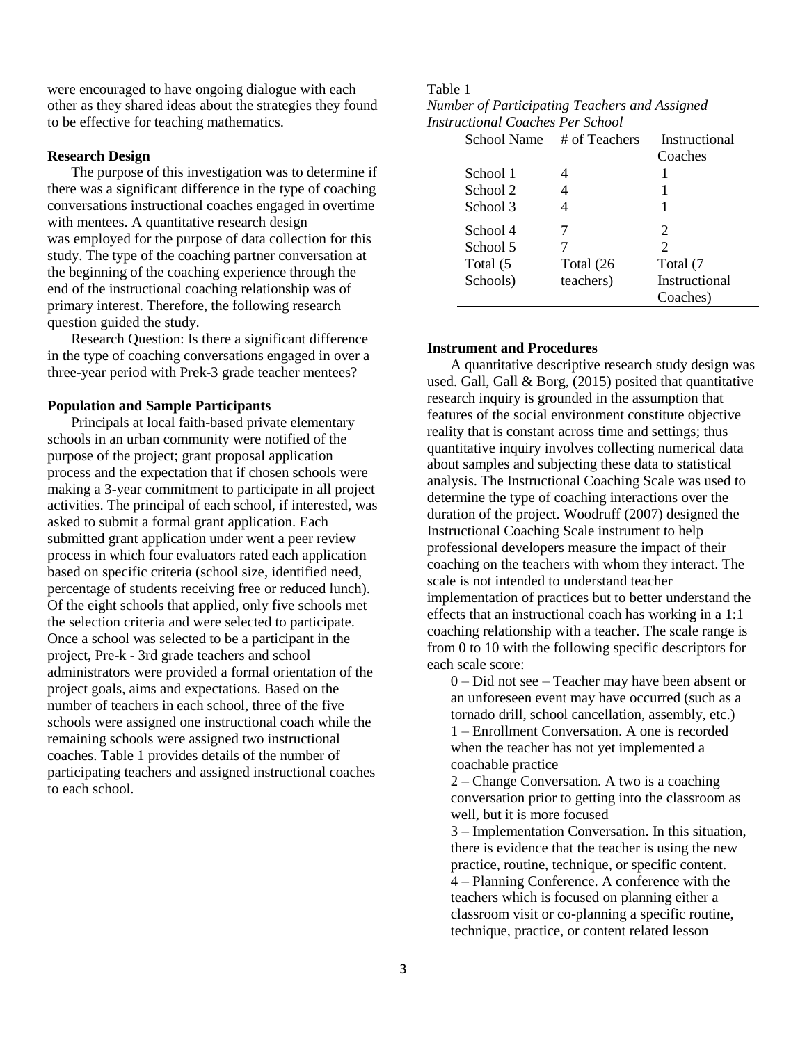were encouraged to have ongoing dialogue with each other as they shared ideas about the strategies they found to be effective for teaching mathematics.

**Research Design**

The purpose of this investigation was to determine if there was a significant difference in the type of coaching conversations instructional coaches engaged in overtime with mentees. A quantitative research design was employed for the purpose of data collection for this study. The type of the coaching partner conversation at the beginning of the coaching experience through the end of the instructional coaching relationship was of primary interest. Therefore, the following research question guided the study.

Research Question: Is there a significant difference in the type of coaching conversations engaged in over a three-year period with Prek-3 grade teacher mentees?

**Population and Sample Participants**

Principals at local faith-based private elementary schools in an urban community were notified of the purpose of the project; grant proposal application process and the expectation that if chosen schools were making a 3-year commitment to participate in all project activities. The principal of each school, if interested, was asked to submit a formal grant application. Each submitted grant application under went a peer review process in which four evaluators rated each application based on specific criteria (school size, identified need, percentage of students receiving free or reduced lunch). Of the eight schools that applied, only five schools met the selection criteria and were selected to participate. Once a school was selected to be a participant in the project, Pre-k - 3rd grade teachers and school administrators were provided a formal orientation of the project goals, aims and expectations. Based on the number of teachers in each school, three of the five schools were assigned one instructional coach while the remaining schools were assigned two instructional coaches. Table 1 provides details of the number of participating teachers and assigned instructional coaches to each school.

Table 1
*Number of Participating Teachers and Assigned Instructional Coaches Per School*

| School Name | # of Teachers | Instructional Coaches |
|---|---|---|
| School 1 | 4 | 1 |
| School 2 | 4 | 1 |
| School 3 | 4 | 1 |
| School 4 | 7 | 2 |
| School 5 | 7 | 2 |
| Total (5 Schools) | Total (26 teachers) | Total (7 Instructional Coaches) |

**Instrument and Procedures**

A quantitative descriptive research study design was used. Gall, Gall & Borg, (2015) posited that quantitative research inquiry is grounded in the assumption that features of the social environment constitute objective reality that is constant across time and settings; thus quantitative inquiry involves collecting numerical data about samples and subjecting these data to statistical analysis. The Instructional Coaching Scale was used to determine the type of coaching interactions over the duration of the project. Woodruff (2007) designed the Instructional Coaching Scale instrument to help professional developers measure the impact of their coaching on the teachers with whom they interact. The scale is not intended to understand teacher implementation of practices but to better understand the effects that an instructional coach has working in a 1:1 coaching relationship with a teacher. The scale range is from 0 to 10 with the following specific descriptors for each scale score:

0 – Did not see – Teacher may have been absent or an unforeseen event may have occurred (such as a tornado drill, school cancellation, assembly, etc.)
1 – Enrollment Conversation. A one is recorded when the teacher has not yet implemented a coachable practice
2 – Change Conversation. A two is a coaching conversation prior to getting into the classroom as well, but it is more focused
3 – Implementation Conversation. In this situation, there is evidence that the teacher is using the new practice, routine, technique, or specific content.
4 – Planning Conference. A conference with the teachers which is focused on planning either a classroom visit or co-planning a specific routine, technique, practice, or content related lesson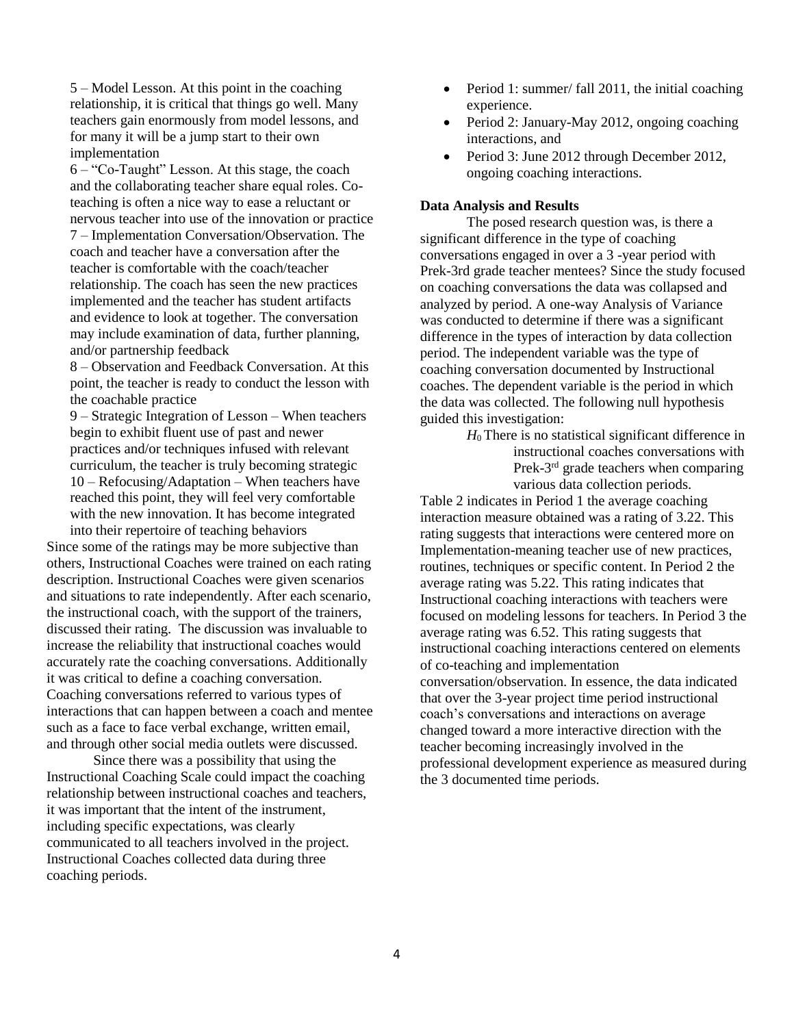5 – Model Lesson. At this point in the coaching relationship, it is critical that things go well. Many teachers gain enormously from model lessons, and for many it will be a jump start to their own implementation

6 – "Co-Taught" Lesson. At this stage, the coach and the collaborating teacher share equal roles. Co-teaching is often a nice way to ease a reluctant or nervous teacher into use of the innovation or practice

7 – Implementation Conversation/Observation. The coach and teacher have a conversation after the teacher is comfortable with the coach/teacher relationship. The coach has seen the new practices implemented and the teacher has student artifacts and evidence to look at together. The conversation may include examination of data, further planning, and/or partnership feedback

8 – Observation and Feedback Conversation. At this point, the teacher is ready to conduct the lesson with the coachable practice

9 – Strategic Integration of Lesson – When teachers begin to exhibit fluent use of past and newer practices and/or techniques infused with relevant curriculum, the teacher is truly becoming strategic

10 – Refocusing/Adaptation – When teachers have reached this point, they will feel very comfortable with the new innovation. It has become integrated into their repertoire of teaching behaviors

Since some of the ratings may be more subjective than others, Instructional Coaches were trained on each rating description. Instructional Coaches were given scenarios and situations to rate independently. After each scenario, the instructional coach, with the support of the trainers, discussed their rating. The discussion was invaluable to increase the reliability that instructional coaches would accurately rate the coaching conversations. Additionally it was critical to define a coaching conversation. Coaching conversations referred to various types of interactions that can happen between a coach and mentee such as a face to face verbal exchange, written email, and through other social media outlets were discussed.

Since there was a possibility that using the Instructional Coaching Scale could impact the coaching relationship between instructional coaches and teachers, it was important that the intent of the instrument, including specific expectations, was clearly communicated to all teachers involved in the project. Instructional Coaches collected data during three coaching periods.

- Period 1: summer/ fall 2011, the initial coaching experience.
- Period 2: January-May 2012, ongoing coaching interactions, and
- Period 3: June 2012 through December 2012, ongoing coaching interactions.

**Data Analysis and Results**

The posed research question was, is there a significant difference in the type of coaching conversations engaged in over a 3 -year period with Prek-3rd grade teacher mentees? Since the study focused on coaching conversations the data was collapsed and analyzed by period. A one-way Analysis of Variance was conducted to determine if there was a significant difference in the types of interaction by data collection period. The independent variable was the type of coaching conversation documented by Instructional coaches. The dependent variable is the period in which the data was collected. The following null hypothesis guided this investigation:

> $H_0$ There is no statistical significant difference in instructional coaches conversations with Prek-3rd grade teachers when comparing various data collection periods.

Table 2 indicates in Period 1 the average coaching interaction measure obtained was a rating of 3.22. This rating suggests that interactions were centered more on Implementation-meaning teacher use of new practices, routines, techniques or specific content. In Period 2 the average rating was 5.22. This rating indicates that Instructional coaching interactions with teachers were focused on modeling lessons for teachers. In Period 3 the average rating was 6.52. This rating suggests that instructional coaching interactions centered on elements of co-teaching and implementation conversation/observation. In essence, the data indicated that over the 3-year project time period instructional coach's conversations and interactions on average changed toward a more interactive direction with the teacher becoming increasingly involved in the professional development experience as measured during the 3 documented time periods.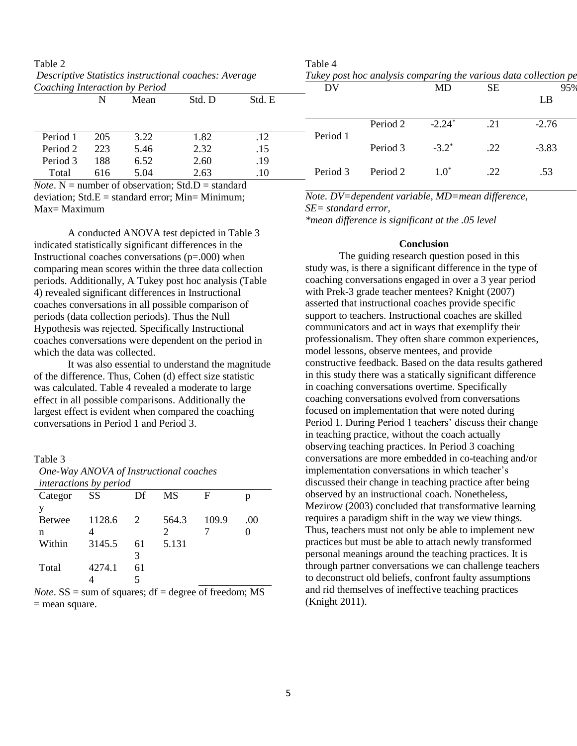Table 2

*Descriptive Statistics instructional coaches: Average Coaching Interaction by Period*

| | N | Mean | Std. D | Std. E |
|---|---|---|---|---|
| Period 1 | 205 | 3.22 | 1.82 | .12 |
| Period 2 | 223 | 5.46 | 2.32 | .15 |
| Period 3 | 188 | 6.52 | 2.60 | .19 |
| Total | 616 | 5.04 | 2.63 | .10 |

*Note*. N = number of observation; Std.D = standard deviation; Std.E = standard error; Min= Minimum; Max= Maximum

A conducted ANOVA test depicted in Table 3 indicated statistically significant differences in the Instructional coaches conversations (p=.000) when comparing mean scores within the three data collection periods. Additionally, A Tukey post hoc analysis (Table 4) revealed significant differences in Instructional coaches conversations in all possible comparison of periods (data collection periods). Thus the Null Hypothesis was rejected. Specifically Instructional coaches conversations were dependent on the period in which the data was collected.

It was also essential to understand the magnitude of the difference. Thus, Cohen (d) effect size statistic was calculated. Table 4 revealed a moderate to large effect in all possible comparisons. Additionally the largest effect is evident when compared the coaching conversations in Period 1 and Period 3.

Table 3

*One-Way ANOVA of Instructional coaches interactions by period*

| Category | SS | Df | MS | F | p |
|---|---|---|---|---|---|
| Between | 1128.64 | 2 | 564.32 | 109.97 | .000 |
| Within | 3145.5 | 613 | 5.131 | | |
| Total | 4274.14 | 615 | | | |

*Note*. SS = sum of squares; df = degree of freedom; MS = mean square.

Table 4

*Tukey post hoc analysis comparing the various data collection pe*

| DV | | MD | SE | 95% LB |
|---|---|---|---|---|
| Period 1 | Period 2 | -2.24* | .21 | -2.76 |
| | Period 3 | -3.2* | .22 | -3.83 |
| Period 3 | Period 2 | 1.0* | .22 | .53 |

*Note. DV=dependent variable, MD=mean difference, SE= standard error,*
*\*mean difference is significant at the .05 level*

## Conclusion

The guiding research question posed in this study was, is there a significant difference in the type of coaching conversations engaged in over a 3 year period with Prek-3 grade teacher mentees? Knight (2007) asserted that instructional coaches provide specific support to teachers. Instructional coaches are skilled communicators and act in ways that exemplify their professionalism. They often share common experiences, model lessons, observe mentees, and provide constructive feedback. Based on the data results gathered in this study there was a statically significant difference in coaching conversations overtime. Specifically coaching conversations evolved from conversations focused on implementation that were noted during Period 1. During Period 1 teachers' discuss their change in teaching practice, without the coach actually observing teaching practices. In Period 3 coaching conversations are more embedded in co-teaching and/or implementation conversations in which teacher's discussed their change in teaching practice after being observed by an instructional coach. Nonetheless, Mezirow (2003) concluded that transformative learning requires a paradigm shift in the way we view things. Thus, teachers must not only be able to implement new practices but must be able to attach newly transformed personal meanings around the teaching practices. It is through partner conversations we can challenge teachers to deconstruct old beliefs, confront faulty assumptions and rid themselves of ineffective teaching practices (Knight 2011).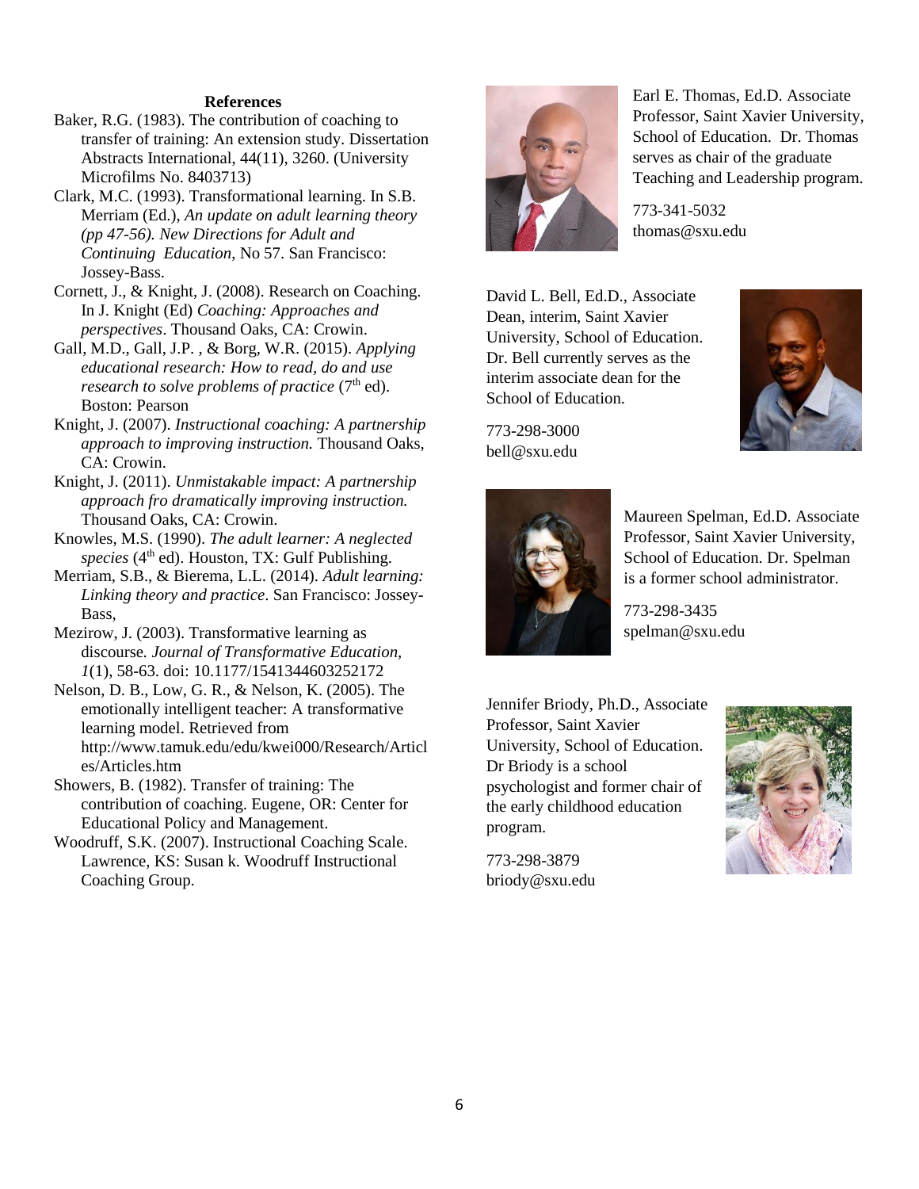### References

Baker, R.G. (1983). The contribution of coaching to transfer of training: An extension study. Dissertation Abstracts International, 44(11), 3260. (University Microfilms No. 8403713)

Clark, M.C. (1993). Transformational learning. In S.B. Merriam (Ed.), *An update on adult learning theory (pp 47-56). New Directions for Adult and Continuing Education*, No 57. San Francisco: Jossey-Bass.

Cornett, J., & Knight, J. (2008). Research on Coaching. In J. Knight (Ed) *Coaching: Approaches and perspectives*. Thousand Oaks, CA: Crowin.

Gall, M.D., Gall, J.P. , & Borg, W.R. (2015). *Applying educational research: How to read, do and use research to solve problems of practice* (7th ed). Boston: Pearson

Knight, J. (2007). *Instructional coaching: A partnership approach to improving instruction.* Thousand Oaks, CA: Crowin.

Knight, J. (2011). *Unmistakable impact: A partnership approach fro dramatically improving instruction.* Thousand Oaks, CA: Crowin.

Knowles, M.S. (1990). *The adult learner: A neglected species* (4th ed). Houston, TX: Gulf Publishing.

Merriam, S.B., & Bierema, L.L. (2014). *Adult learning: Linking theory and practice*. San Francisco: Jossey-Bass,

Mezirow, J. (2003). Transformative learning as discourse. *Journal of Transformative Education, 1*(1), 58-63. doi: 10.1177/1541344603252172

Nelson, D. B., Low, G. R., & Nelson, K. (2005). The emotionally intelligent teacher: A transformative learning model. Retrieved from http://www.tamuk.edu/edu/kwei000/Research/Articles/Articles.htm

Showers, B. (1982). Transfer of training: The contribution of coaching. Eugene, OR: Center for Educational Policy and Management.

Woodruff, S.K. (2007). Instructional Coaching Scale. Lawrence, KS: Susan k. Woodruff Instructional Coaching Group.

Earl E. Thomas, Ed.D. Associate Professor, Saint Xavier University, School of Education. Dr. Thomas serves as chair of the graduate Teaching and Leadership program.

773-341-5032
thomas@sxu.edu

David L. Bell, Ed.D., Associate Dean, interim, Saint Xavier University, School of Education. Dr. Bell currently serves as the interim associate dean for the School of Education.

773-298-3000
bell@sxu.edu

Maureen Spelman, Ed.D. Associate Professor, Saint Xavier University, School of Education. Dr. Spelman is a former school administrator.

773-298-3435
spelman@sxu.edu

Jennifer Briody, Ph.D., Associate Professor, Saint Xavier University, School of Education. Dr Briody is a school psychologist and former chair of the early childhood education program.

773-298-3879
briody@sxu.edu